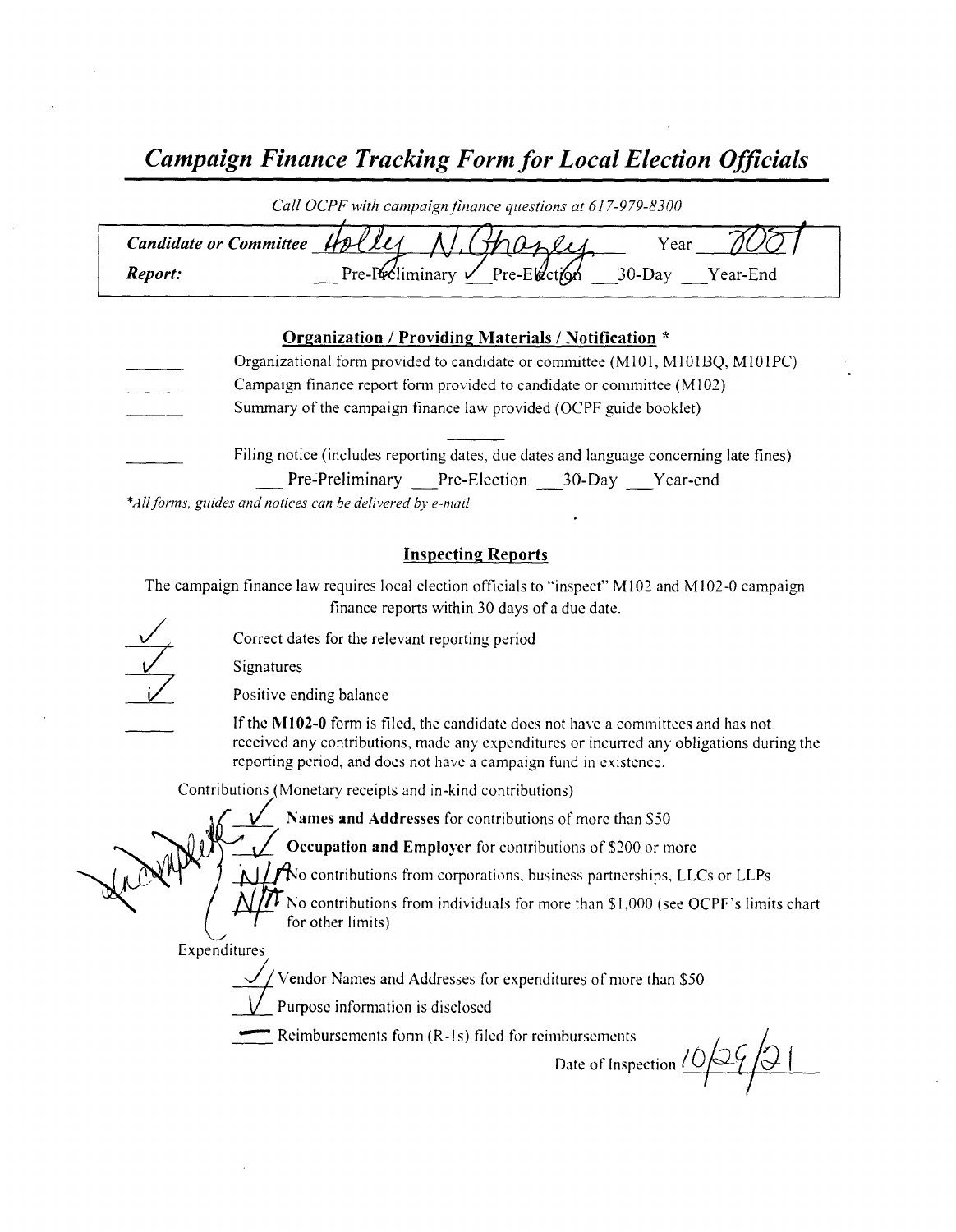# *Campaign Finance Tracking Form for Local Election Officials*

*Call OCPF with campaign finance questions at 617-979-8300*

**Candidate or Committee** Holley N. Ghazey Year 2021

**Report:** __ Pre-Preliminary ✓ Pre-Election __ 30-Day __ Year-End

## Organization / Providing Materials / Notification *

- ______ Organizational form provided to candidate or committee (M101, M101BQ, M101PC)
- ______ Campaign finance report form provided to candidate or committee (M102)
- ______ Summary of the campaign finance law provided (OCPF guide booklet)
- ______ Filing notice (includes reporting dates, due dates and language concerning late fines)
  __ Pre-Preliminary __ Pre-Election __ 30-Day __ Year-end

*All forms, guides and notices can be delivered by e-mail

## Inspecting Reports

The campaign finance law requires local election officials to "inspect" M102 and M102-0 campaign finance reports within 30 days of a due date.

- ✓ Correct dates for the relevant reporting period
- ✓ Signatures
- ✓ Positive ending balance
- ______ If the **M102-0** form is filed, the candidate does not have a committees and has not received any contributions, made any expenditures or incurred any obligations during the reporting period, and does not have a campaign fund in existence.

Contributions (Monetary receipts and in-kind contributions)

- ✓ **Names and Addresses** for contributions of more than $50
- ✓ **Occupation and Employer** for contributions of $200 or more
- N/A No contributions from corporations, business partnerships, LLCs or LLPs
- N/A No contributions from individuals for more than $1,000 (see OCPF's limits chart for other limits)

Incomplete

Expenditures

- ✓ Vendor Names and Addresses for expenditures of more than $50
- ✓ Purpose information is disclosed
- — Reimbursements form (R-1s) filed for reimbursements

Date of Inspection 10/29/21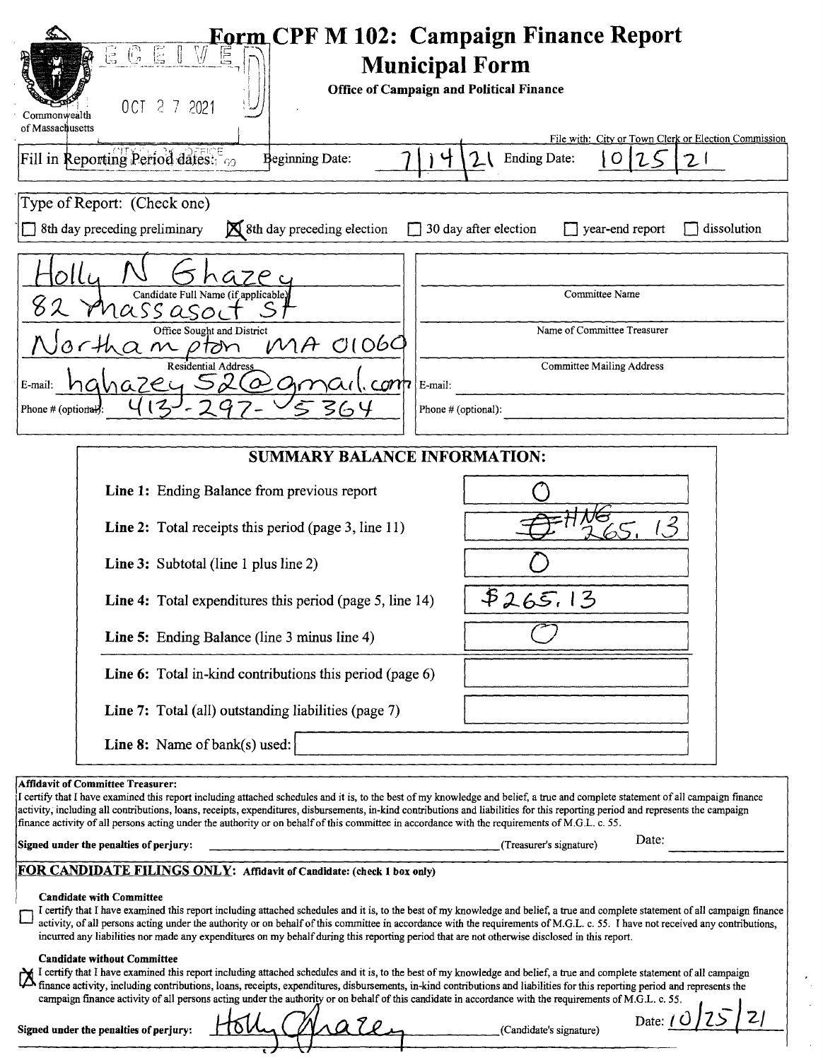# Form CPF M 102: Campaign Finance Report

## Municipal Form

**Office of Campaign and Political Finance**

Commonwealth of Massachusetts

RECEIVED
OCT 27 2021
CITY CLERK OFFICE

File with: City or Town Clerk or Election Commission

Fill in Reporting Period dates: Beginning Date: 7/14/21 Ending Date: 10/25/21

Type of Report: (Check one)

- ☐ 8th day preceding preliminary
- ☒ 8th day preceding election
- ☐ 30 day after election
- ☐ year-end report
- ☐ dissolution

| | |
|---|---|
| Holly N Ghazey | |
| Candidate Full Name (if applicable) | Committee Name |
| 82 Massasoit St | |
| Office Sought and District | Name of Committee Treasurer |
| Northampton MA 01060 | |
| Residential Address | Committee Mailing Address |
| E-mail: hghazey52@gmail.com | E-mail: |
| Phone # (optional): 413-297-5364 | Phone # (optional): |

### SUMMARY BALANCE INFORMATION:

| | |
|---|---|
| **Line 1:** Ending Balance from previous report | 0 |
| **Line 2:** Total receipts this period (page 3, line 11) | ~~0~~ HNG 265.13 |
| **Line 3:** Subtotal (line 1 plus line 2) | 0 |
| **Line 4:** Total expenditures this period (page 5, line 14) | $265.13 |
| **Line 5:** Ending Balance (line 3 minus line 4) | 0 |
| **Line 6:** Total in-kind contributions this period (page 6) | |
| **Line 7:** Total (all) outstanding liabilities (page 7) | |
| **Line 8:** Name of bank(s) used: | |

**Affidavit of Committee Treasurer:**
I certify that I have examined this report including attached schedules and it is, to the best of my knowledge and belief, a true and complete statement of all campaign finance activity, including all contributions, loans, receipts, expenditures, disbursements, in-kind contributions and liabilities for this reporting period and represents the campaign finance activity of all persons acting under the authority or on behalf of this committee in accordance with the requirements of M.G.L. c. 55.

**Signed under the penalties of perjury:** ______________________ (Treasurer's signature) Date: __________

**FOR CANDIDATE FILINGS ONLY:** Affidavit of Candidate: (check 1 box only)

**Candidate with Committee**

☐ I certify that I have examined this report including attached schedules and it is, to the best of my knowledge and belief, a true and complete statement of all campaign finance activity, of all persons acting under the authority or on behalf of this committee in accordance with the requirements of M.G.L. c. 55. I have not received any contributions, incurred any liabilities nor made any expenditures on my behalf during this reporting period that are not otherwise disclosed in this report.

**Candidate without Committee**

☒ I certify that I have examined this report including attached schedules and it is, to the best of my knowledge and belief, a true and complete statement of all campaign finance activity, including contributions, loans, receipts, expenditures, disbursements, in-kind contributions and liabilities for this reporting period and represents the campaign finance activity of all persons acting under the authority or on behalf of this candidate in accordance with the requirements of M.G.L. c. 55.

**Signed under the penalties of perjury:** Holly Ghazey (Candidate's signature) Date: 10/25/21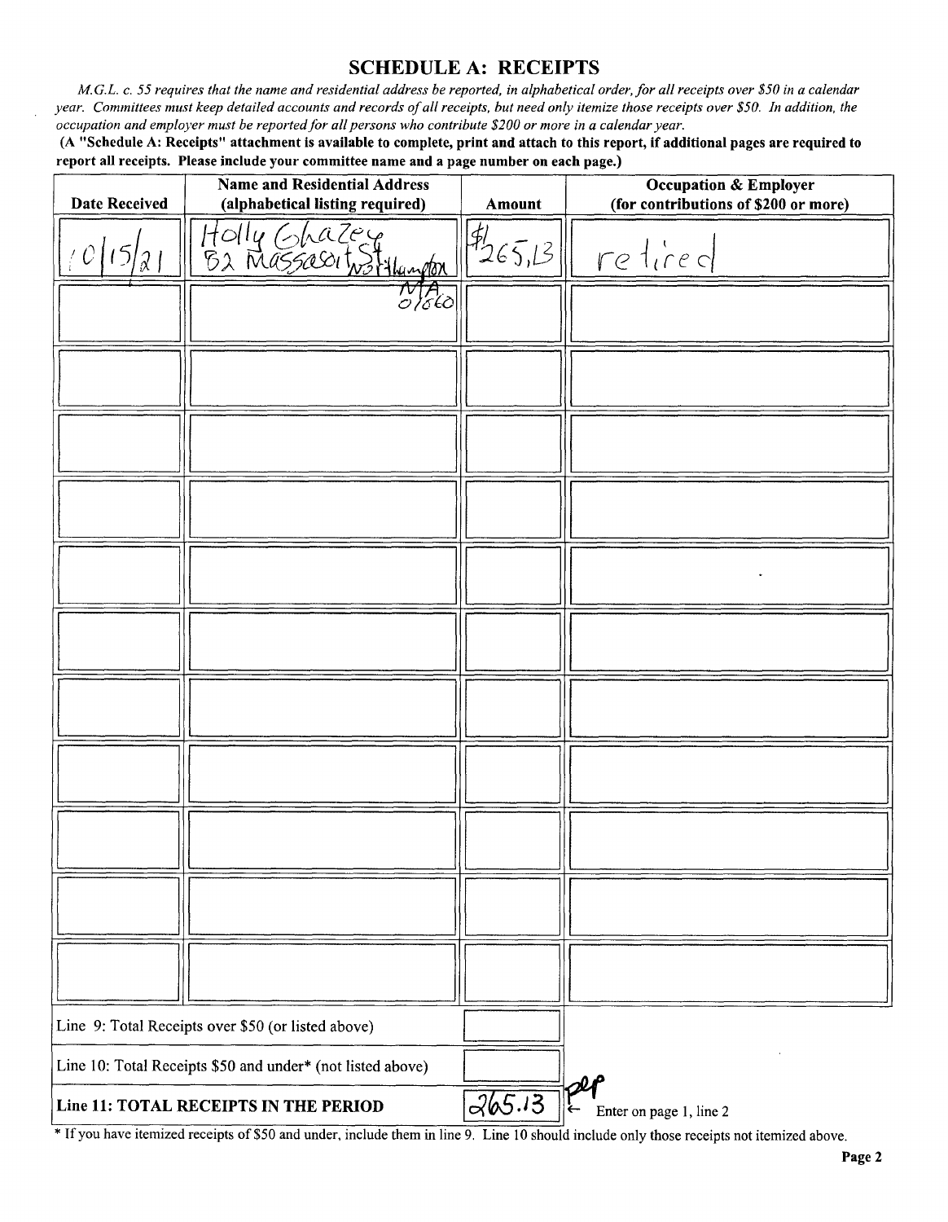## SCHEDULE A: RECEIPTS

*M.G.L. c. 55 requires that the name and residential address be reported, in alphabetical order, for all receipts over $50 in a calendar year. Committees must keep detailed accounts and records of all receipts, but need only itemize those receipts over $50. In addition, the occupation and employer must be reported for all persons who contribute $200 or more in a calendar year.*

**(A "Schedule A: Receipts" attachment is available to complete, print and attach to this report, if additional pages are required to report all receipts. Please include your committee name and a page number on each page.)**

| Date Received | Name and Residential Address (alphabetical listing required) | Amount | Occupation & Employer (for contributions of $200 or more) |
|---|---|---|---|
| 10/15/21 | Holly Ghazey 82 Massasoit St Northampton MA 01060 | $1265.13 | retired |
| | | | |
| | | | |
| | | | |
| | | | |
| | | | |
| | | | |
| | | | |
| | | | |
| | | | |
| | | | |
| | | | |

| | | |
|---|---|---|
| Line 9: Total Receipts over $50 (or listed above) | | |
| Line 10: Total Receipts $50 and under* (not listed above) | | |
| **Line 11: TOTAL RECEIPTS IN THE PERIOD** | 265.13 | ← Enter on page 1, line 2 |

\* If you have itemized receipts of $50 and under, include them in line 9. Line 10 should include only those receipts not itemized above.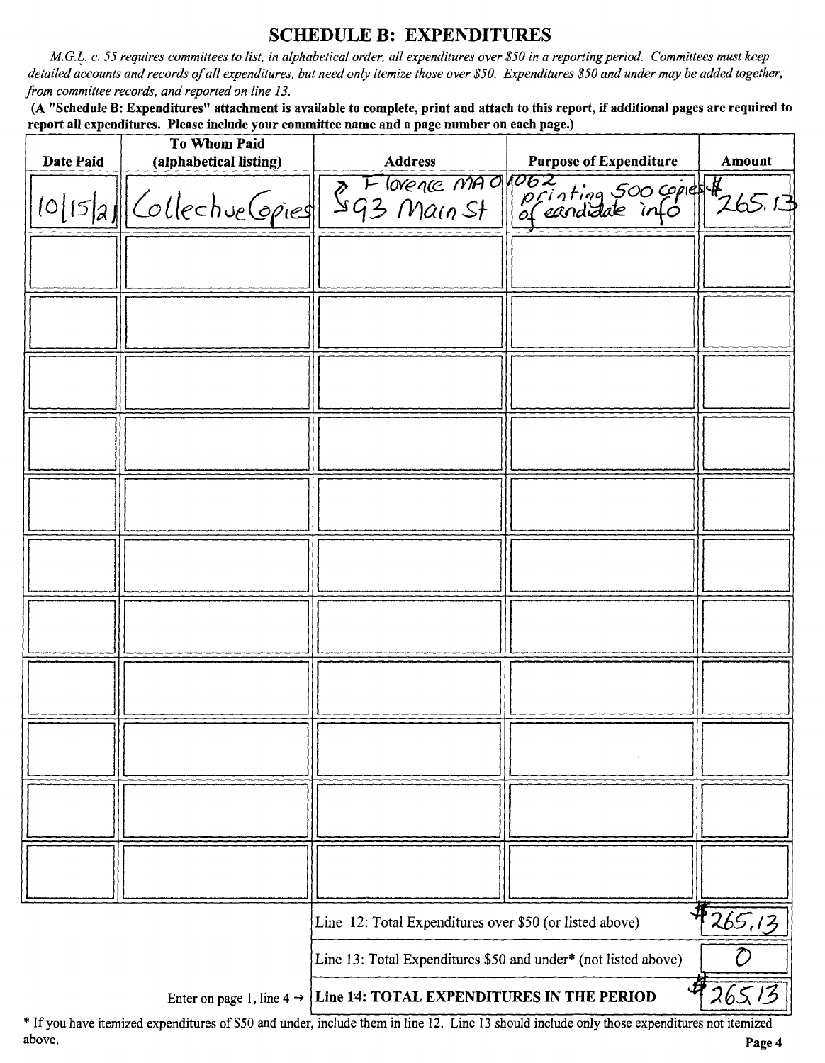# SCHEDULE B: EXPENDITURES

*M.G.L. c. 55 requires committees to list, in alphabetical order, all expenditures over $50 in a reporting period. Committees must keep detailed accounts and records of all expenditures, but need only itemize those over $50. Expenditures $50 and under may be added together, from committee records, and reported on line 13.*

**(A "Schedule B: Expenditures" attachment is available to complete, print and attach to this report, if additional pages are required to report all expenditures. Please include your committee name and a page number on each page.)**

| Date Paid | To Whom Paid (alphabetical listing) | Address | Purpose of Expenditure | Amount |
|---|---|---|---|---|
| 10/15/21 | Collective Copies | 93 Main St Florence MA 01062 | printing 500 copies of candidate info | $265.13 |
| | | | | |
| | | | | |
| | | | | |
| | | | | |
| | | | | |
| | | | | |
| | | | | |
| | | | | |
| | | | | |
| | | | | |
| | | | | |

| | |
|---|---|
| Line 12: Total Expenditures over $50 (or listed above) | $265.13 |
| Line 13: Total Expenditures $50 and under* (not listed above) | 0 |
| Enter on page 1, line 4 → **Line 14: TOTAL EXPENDITURES IN THE PERIOD** | $265.13 |

\* If you have itemized expenditures of $50 and under, include them in line 12. Line 13 should include only those expenditures not itemized above.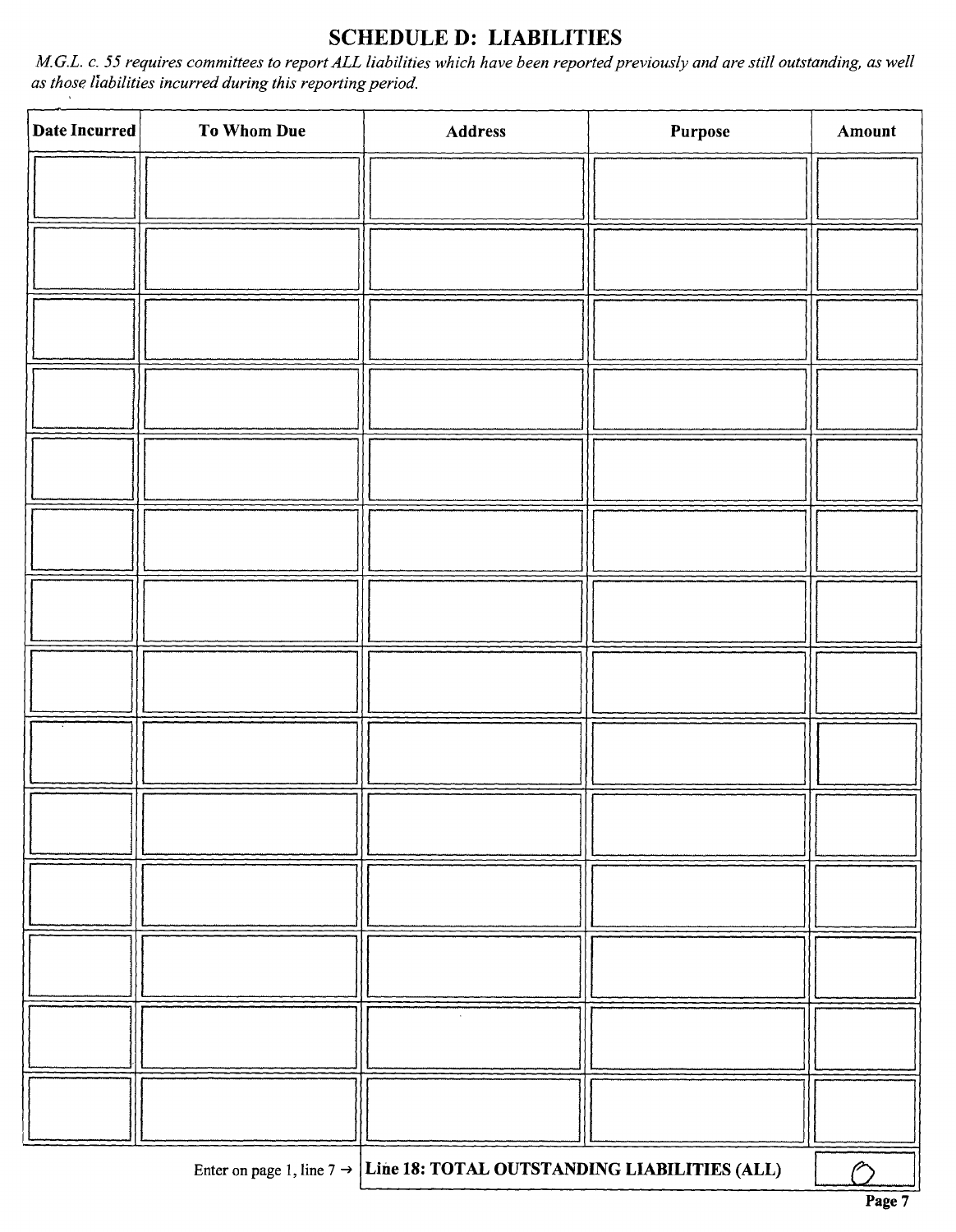## SCHEDULE D: LIABILITIES

*M.G.L. c. 55 requires committees to report ALL liabilities which have been reported previously and are still outstanding, as well as those liabilities incurred during this reporting period.*

| Date Incurred | To Whom Due | Address | Purpose | Amount |
|---|---|---|---|---|
| | | | | |
| | | | | |
| | | | | |
| | | | | |
| | | | | |
| | | | | |
| | | | | |
| | | | | |
| | | | | |
| | | | | |
| | | | | |
| | | | | |
| | | | | |
| | | | | |

Enter on page 1, line 7 → **Line 18: TOTAL OUTSTANDING LIABILITIES (ALL)** 0